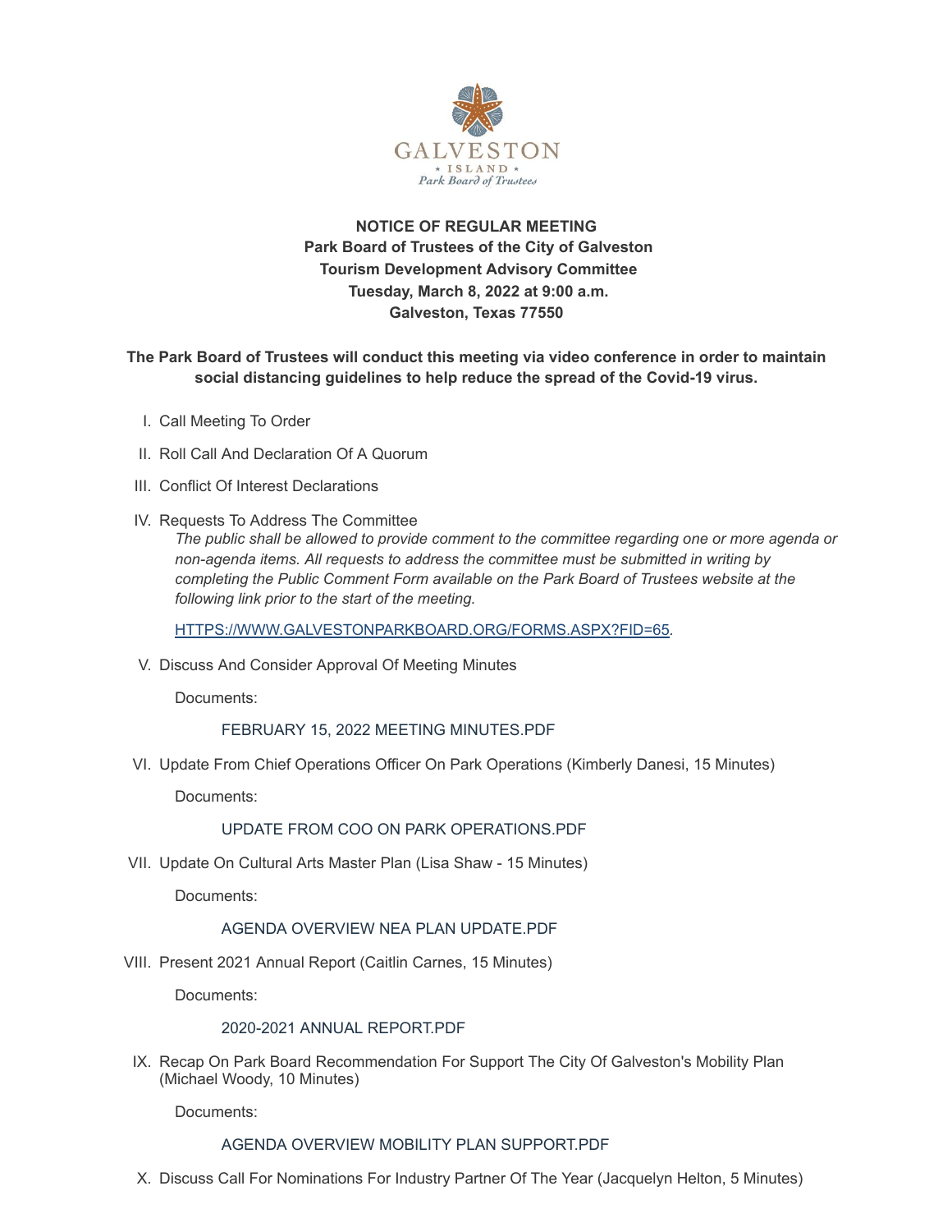GALVESTON

* ISLAND *

*Park Board of Trustees*

**NOTICE OF REGULAR MEETING**
**Park Board of Trustees of the City of Galveston**
**Tourism Development Advisory Committee**
**Tuesday, March 8, 2022 at 9:00 a.m.**
**Galveston, Texas 77550**

**The Park Board of Trustees will conduct this meeting via video conference in order to maintain social distancing guidelines to help reduce the spread of the Covid-19 virus.**

I. Call Meeting To Order

II. Roll Call And Declaration Of A Quorum

III. Conflict Of Interest Declarations

IV. Requests To Address The Committee

*The public shall be allowed to provide comment to the committee regarding one or more agenda or non-agenda items. All requests to address the committee must be submitted in writing by completing the Public Comment Form available on the Park Board of Trustees website at the following link prior to the start of the meeting.*

HTTPS://WWW.GALVESTONPARKBOARD.ORG/FORMS.ASPX?FID=65.

V. Discuss And Consider Approval Of Meeting Minutes

Documents:

FEBRUARY 15, 2022 MEETING MINUTES.PDF

VI. Update From Chief Operations Officer On Park Operations (Kimberly Danesi, 15 Minutes)

Documents:

UPDATE FROM COO ON PARK OPERATIONS.PDF

VII. Update On Cultural Arts Master Plan (Lisa Shaw - 15 Minutes)

Documents:

AGENDA OVERVIEW NEA PLAN UPDATE.PDF

VIII. Present 2021 Annual Report (Caitlin Carnes, 15 Minutes)

Documents:

2020-2021 ANNUAL REPORT.PDF

IX. Recap On Park Board Recommendation For Support The City Of Galveston's Mobility Plan (Michael Woody, 10 Minutes)

Documents:

AGENDA OVERVIEW MOBILITY PLAN SUPPORT.PDF

X. Discuss Call For Nominations For Industry Partner Of The Year (Jacquelyn Helton, 5 Minutes)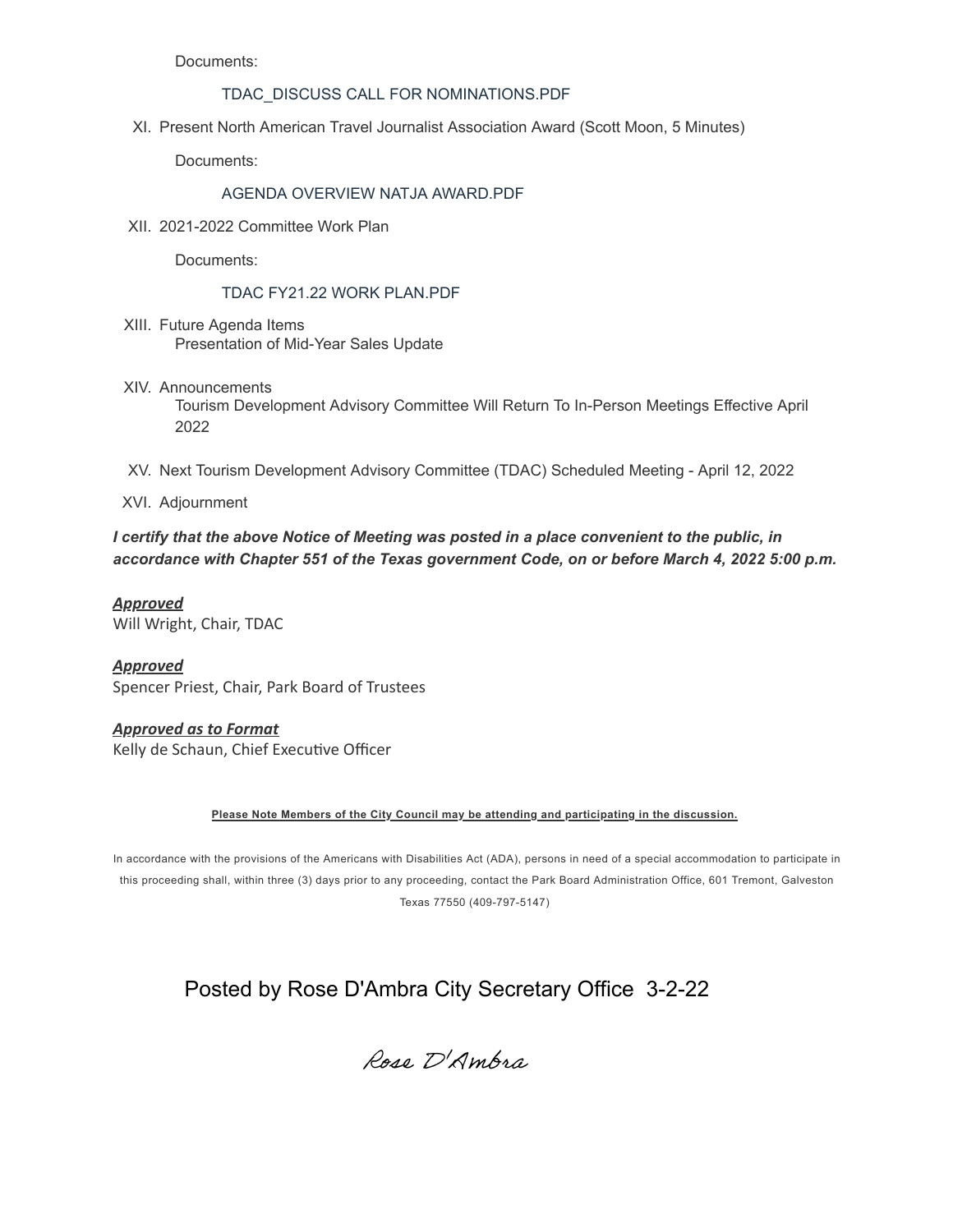Documents:

TDAC_DISCUSS CALL FOR NOMINATIONS.PDF

XI. Present North American Travel Journalist Association Award (Scott Moon, 5 Minutes)

Documents:

AGENDA OVERVIEW NATJA AWARD.PDF

XII. 2021-2022 Committee Work Plan

Documents:

TDAC FY21.22 WORK PLAN.PDF

XIII. Future Agenda Items
Presentation of Mid-Year Sales Update

XIV. Announcements
Tourism Development Advisory Committee Will Return To In-Person Meetings Effective April 2022

XV. Next Tourism Development Advisory Committee (TDAC) Scheduled Meeting - April 12, 2022

XVI. Adjournment

***I certify that the above Notice of Meeting was posted in a place convenient to the public, in accordance with Chapter 551 of the Texas government Code, on or before March 4, 2022 5:00 p.m.***

***Approved***
Will Wright, Chair, TDAC

***Approved***
Spencer Priest, Chair, Park Board of Trustees

***Approved as to Format***
Kelly de Schaun, Chief Executive Officer

**Please Note Members of the City Council may be attending and participating in the discussion.**

In accordance with the provisions of the Americans with Disabilities Act (ADA), persons in need of a special accommodation to participate in this proceeding shall, within three (3) days prior to any proceeding, contact the Park Board Administration Office, 601 Tremont, Galveston Texas 77550 (409-797-5147)

Posted by Rose D'Ambra City Secretary Office 3-2-22

Rose D'Ambra